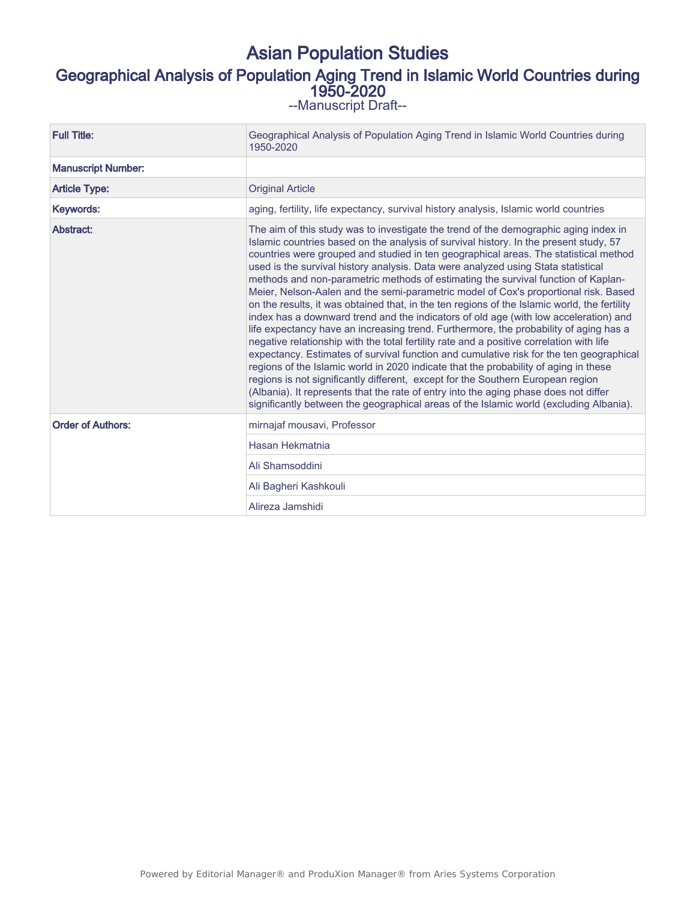# Asian Population Studies

## Geographical Analysis of Population Aging Trend in Islamic World Countries during 1950-2020

--Manuscript Draft--

| | |
|---|---|
| **Full Title:** | Geographical Analysis of Population Aging Trend in Islamic World Countries during 1950-2020 |
| **Manuscript Number:** | |
| **Article Type:** | Original Article |
| **Keywords:** | aging, fertility, life expectancy, survival history analysis, Islamic world countries |
| **Abstract:** | The aim of this study was to investigate the trend of the demographic aging index in Islamic countries based on the analysis of survival history. In the present study, 57 countries were grouped and studied in ten geographical areas. The statistical method used is the survival history analysis. Data were analyzed using Stata statistical methods and non-parametric methods of estimating the survival function of Kaplan-Meier, Nelson-Aalen and the semi-parametric model of Cox's proportional risk. Based on the results, it was obtained that, in the ten regions of the Islamic world, the fertility index has a downward trend and the indicators of old age (with low acceleration) and life expectancy have an increasing trend. Furthermore, the probability of aging has a negative relationship with the total fertility rate and a positive correlation with life expectancy. Estimates of survival function and cumulative risk for the ten geographical regions of the Islamic world in 2020 indicate that the probability of aging in these regions is not significantly different, except for the Southern European region (Albania). It represents that the rate of entry into the aging phase does not differ significantly between the geographical areas of the Islamic world (excluding Albania). |
| **Order of Authors:** | mirnajaf mousavi, Professor |
| | Hasan Hekmatnia |
| | Ali Shamsoddini |
| | Ali Bagheri Kashkouli |
| | Alireza Jamshidi |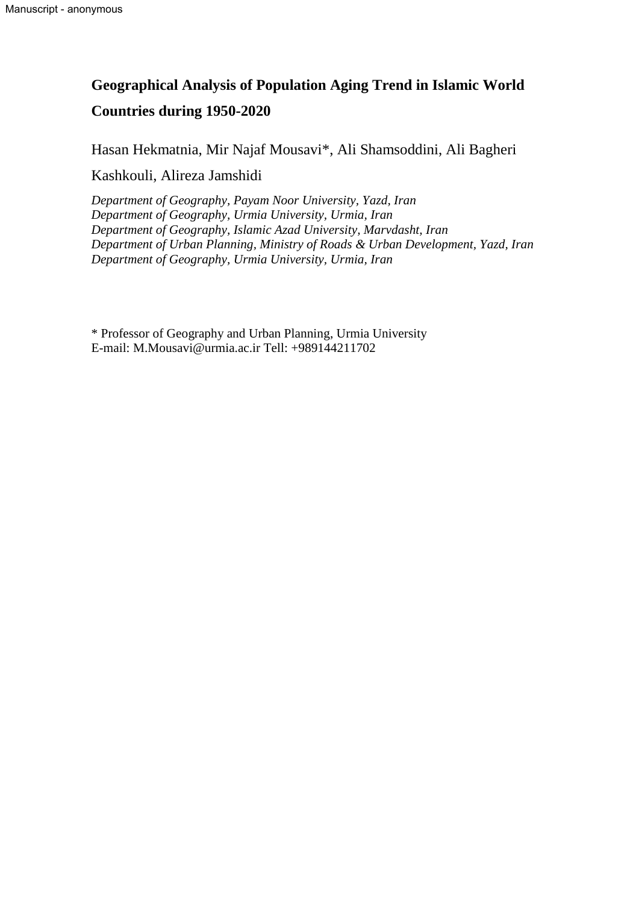# Geographical Analysis of Population Aging Trend in Islamic World Countries during 1950-2020

Hasan Hekmatnia, Mir Najaf Mousavi*, Ali Shamsoddini, Ali Bagheri Kashkouli, Alireza Jamshidi

*Department of Geography, Payam Noor University, Yazd, Iran*
*Department of Geography, Urmia University, Urmia, Iran*
*Department of Geography, Islamic Azad University, Marvdasht, Iran*
*Department of Urban Planning, Ministry of Roads & Urban Development, Yazd, Iran*
*Department of Geography, Urmia University, Urmia, Iran*

* Professor of Geography and Urban Planning, Urmia University
E-mail: M.Mousavi@urmia.ac.ir Tell: +989144211702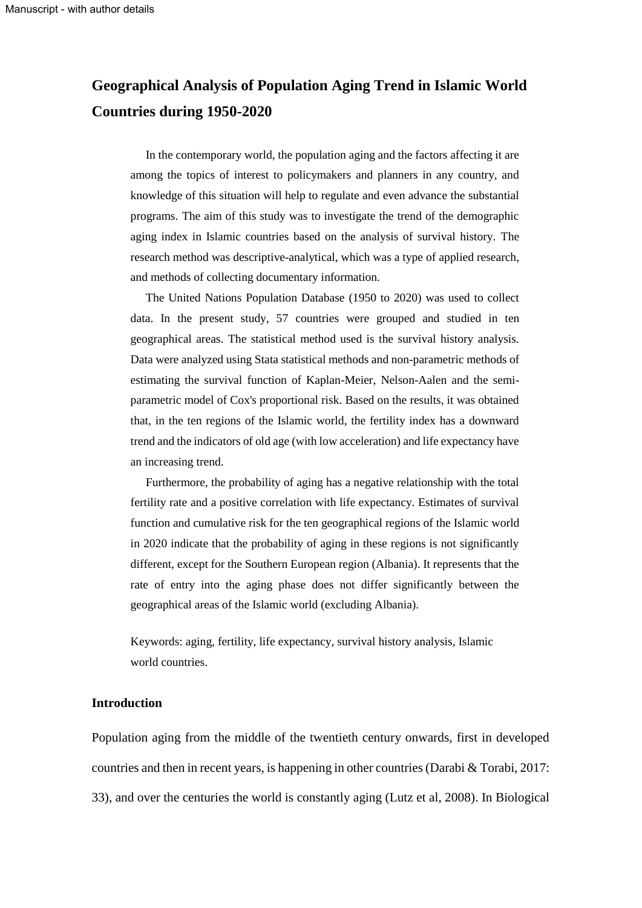# Geographical Analysis of Population Aging Trend in Islamic World Countries during 1950-2020

In the contemporary world, the population aging and the factors affecting it are among the topics of interest to policymakers and planners in any country, and knowledge of this situation will help to regulate and even advance the substantial programs. The aim of this study was to investigate the trend of the demographic aging index in Islamic countries based on the analysis of survival history. The research method was descriptive-analytical, which was a type of applied research, and methods of collecting documentary information.

The United Nations Population Database (1950 to 2020) was used to collect data. In the present study, 57 countries were grouped and studied in ten geographical areas. The statistical method used is the survival history analysis. Data were analyzed using Stata statistical methods and non-parametric methods of estimating the survival function of Kaplan-Meier, Nelson-Aalen and the semi-parametric model of Cox's proportional risk. Based on the results, it was obtained that, in the ten regions of the Islamic world, the fertility index has a downward trend and the indicators of old age (with low acceleration) and life expectancy have an increasing trend.

Furthermore, the probability of aging has a negative relationship with the total fertility rate and a positive correlation with life expectancy. Estimates of survival function and cumulative risk for the ten geographical regions of the Islamic world in 2020 indicate that the probability of aging in these regions is not significantly different, except for the Southern European region (Albania). It represents that the rate of entry into the aging phase does not differ significantly between the geographical areas of the Islamic world (excluding Albania).

Keywords: aging, fertility, life expectancy, survival history analysis, Islamic world countries.

## Introduction

Population aging from the middle of the twentieth century onwards, first in developed countries and then in recent years, is happening in other countries (Darabi & Torabi, 2017: 33), and over the centuries the world is constantly aging (Lutz et al, 2008). In Biological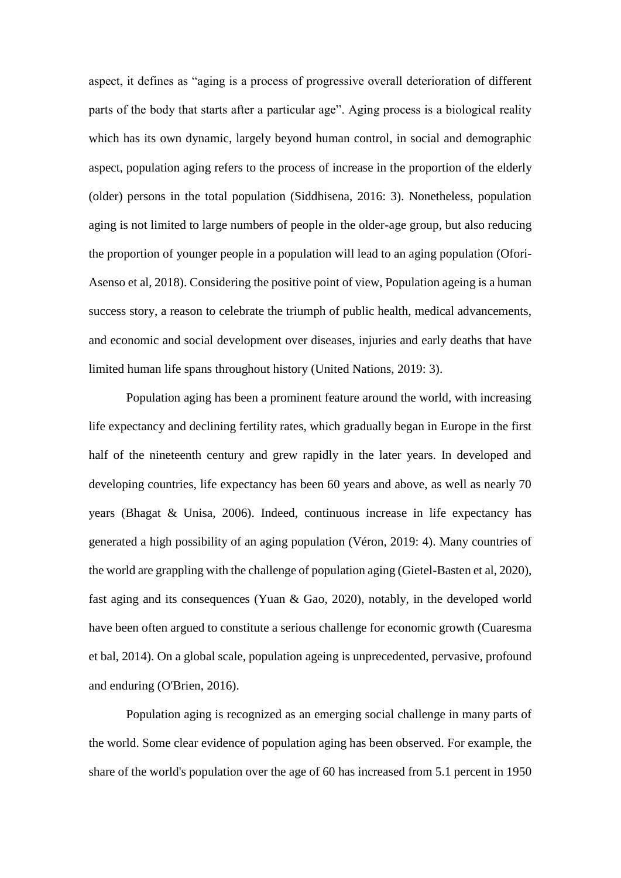aspect, it defines as "aging is a process of progressive overall deterioration of different parts of the body that starts after a particular age". Aging process is a biological reality which has its own dynamic, largely beyond human control, in social and demographic aspect, population aging refers to the process of increase in the proportion of the elderly (older) persons in the total population (Siddhisena, 2016: 3). Nonetheless, population aging is not limited to large numbers of people in the older-age group, but also reducing the proportion of younger people in a population will lead to an aging population (Ofori-Asenso et al, 2018). Considering the positive point of view, Population ageing is a human success story, a reason to celebrate the triumph of public health, medical advancements, and economic and social development over diseases, injuries and early deaths that have limited human life spans throughout history (United Nations, 2019: 3).

Population aging has been a prominent feature around the world, with increasing life expectancy and declining fertility rates, which gradually began in Europe in the first half of the nineteenth century and grew rapidly in the later years. In developed and developing countries, life expectancy has been 60 years and above, as well as nearly 70 years (Bhagat & Unisa, 2006). Indeed, continuous increase in life expectancy has generated a high possibility of an aging population (Véron, 2019: 4). Many countries of the world are grappling with the challenge of population aging (Gietel-Basten et al, 2020), fast aging and its consequences (Yuan & Gao, 2020), notably, in the developed world have been often argued to constitute a serious challenge for economic growth (Cuaresma et bal, 2014). On a global scale, population ageing is unprecedented, pervasive, profound and enduring (O'Brien, 2016).

Population aging is recognized as an emerging social challenge in many parts of the world. Some clear evidence of population aging has been observed. For example, the share of the world's population over the age of 60 has increased from 5.1 percent in 1950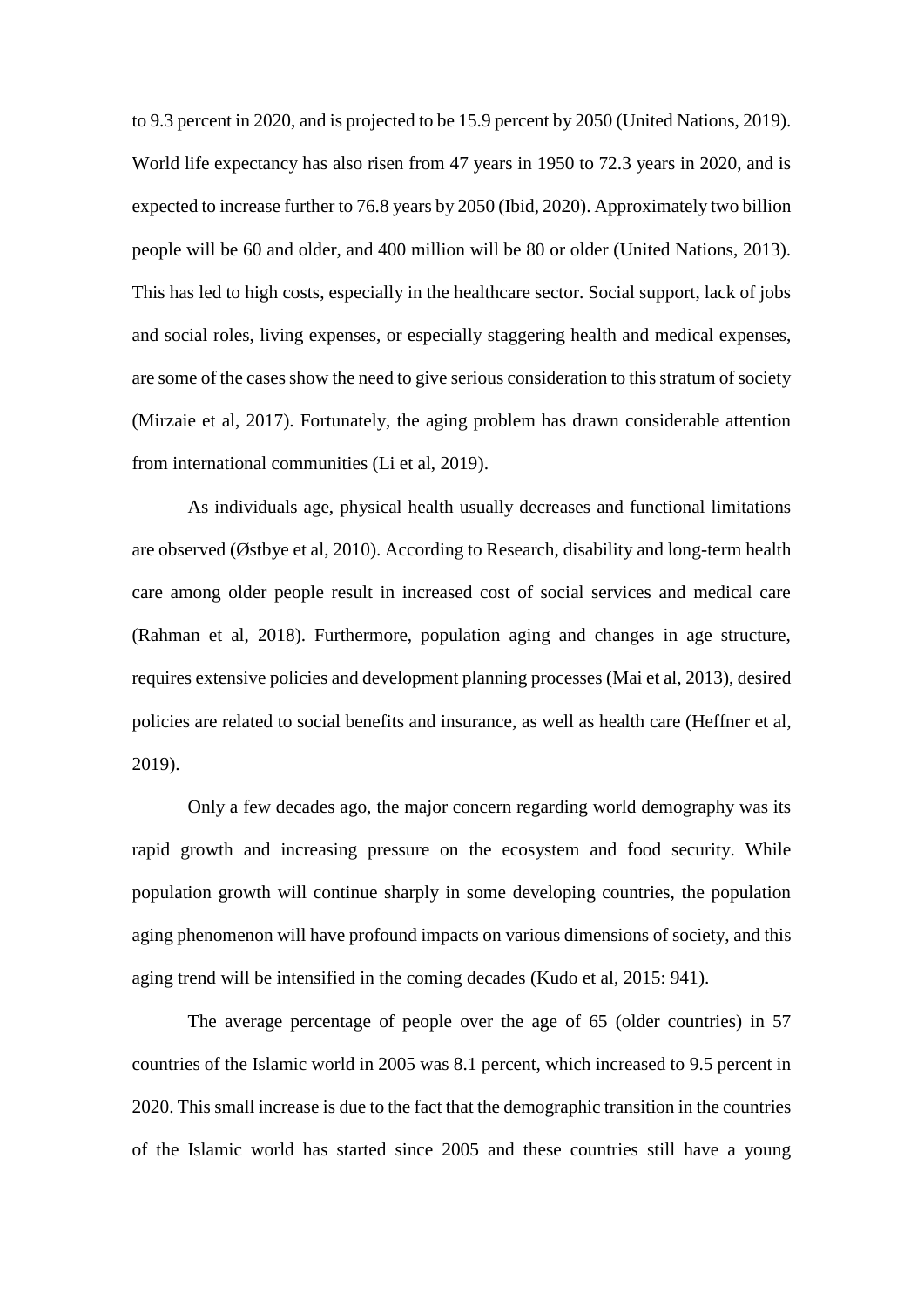to 9.3 percent in 2020, and is projected to be 15.9 percent by 2050 (United Nations, 2019). World life expectancy has also risen from 47 years in 1950 to 72.3 years in 2020, and is expected to increase further to 76.8 years by 2050 (Ibid, 2020). Approximately two billion people will be 60 and older, and 400 million will be 80 or older (United Nations, 2013). This has led to high costs, especially in the healthcare sector. Social support, lack of jobs and social roles, living expenses, or especially staggering health and medical expenses, are some of the cases show the need to give serious consideration to this stratum of society (Mirzaie et al, 2017). Fortunately, the aging problem has drawn considerable attention from international communities (Li et al, 2019).

As individuals age, physical health usually decreases and functional limitations are observed (Østbye et al, 2010). According to Research, disability and long-term health care among older people result in increased cost of social services and medical care (Rahman et al, 2018). Furthermore, population aging and changes in age structure, requires extensive policies and development planning processes (Mai et al, 2013), desired policies are related to social benefits and insurance, as well as health care (Heffner et al, 2019).

Only a few decades ago, the major concern regarding world demography was its rapid growth and increasing pressure on the ecosystem and food security. While population growth will continue sharply in some developing countries, the population aging phenomenon will have profound impacts on various dimensions of society, and this aging trend will be intensified in the coming decades (Kudo et al, 2015: 941).

The average percentage of people over the age of 65 (older countries) in 57 countries of the Islamic world in 2005 was 8.1 percent, which increased to 9.5 percent in 2020. This small increase is due to the fact that the demographic transition in the countries of the Islamic world has started since 2005 and these countries still have a young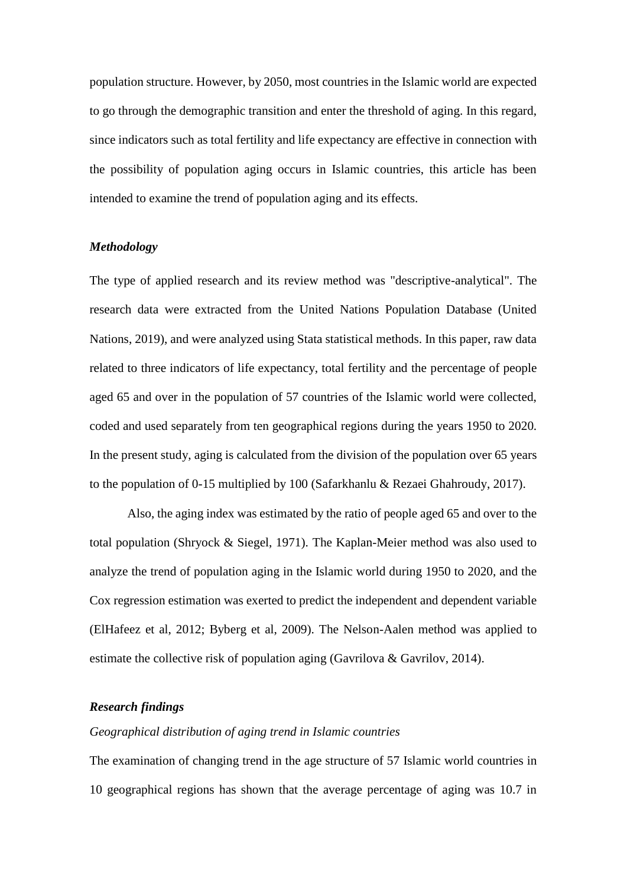population structure. However, by 2050, most countries in the Islamic world are expected to go through the demographic transition and enter the threshold of aging. In this regard, since indicators such as total fertility and life expectancy are effective in connection with the possibility of population aging occurs in Islamic countries, this article has been intended to examine the trend of population aging and its effects.

### *Methodology*

The type of applied research and its review method was "descriptive-analytical". The research data were extracted from the United Nations Population Database (United Nations, 2019), and were analyzed using Stata statistical methods. In this paper, raw data related to three indicators of life expectancy, total fertility and the percentage of people aged 65 and over in the population of 57 countries of the Islamic world were collected, coded and used separately from ten geographical regions during the years 1950 to 2020. In the present study, aging is calculated from the division of the population over 65 years to the population of 0-15 multiplied by 100 (Safarkhanlu & Rezaei Ghahroudy, 2017).

Also, the aging index was estimated by the ratio of people aged 65 and over to the total population (Shryock & Siegel, 1971). The Kaplan-Meier method was also used to analyze the trend of population aging in the Islamic world during 1950 to 2020, and the Cox regression estimation was exerted to predict the independent and dependent variable (ElHafeez et al, 2012; Byberg et al, 2009). The Nelson-Aalen method was applied to estimate the collective risk of population aging (Gavrilova & Gavrilov, 2014).

### *Research findings*

*Geographical distribution of aging trend in Islamic countries*

The examination of changing trend in the age structure of 57 Islamic world countries in 10 geographical regions has shown that the average percentage of aging was 10.7 in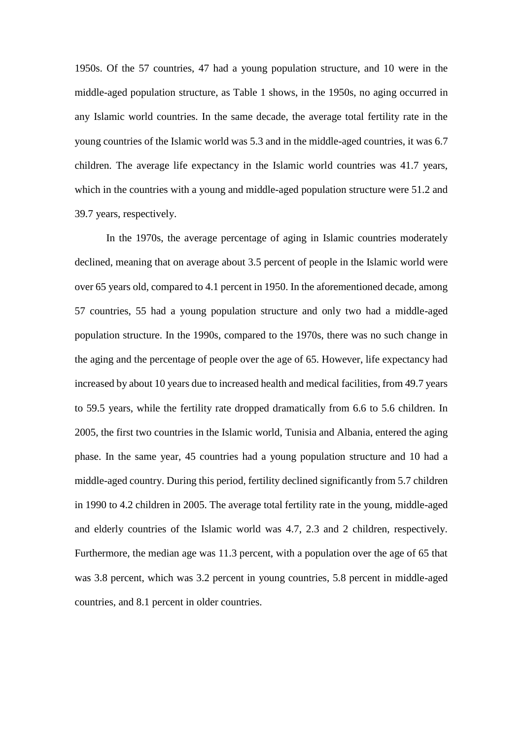1950s. Of the 57 countries, 47 had a young population structure, and 10 were in the middle-aged population structure, as Table 1 shows, in the 1950s, no aging occurred in any Islamic world countries. In the same decade, the average total fertility rate in the young countries of the Islamic world was 5.3 and in the middle-aged countries, it was 6.7 children. The average life expectancy in the Islamic world countries was 41.7 years, which in the countries with a young and middle-aged population structure were 51.2 and 39.7 years, respectively.

In the 1970s, the average percentage of aging in Islamic countries moderately declined, meaning that on average about 3.5 percent of people in the Islamic world were over 65 years old, compared to 4.1 percent in 1950. In the aforementioned decade, among 57 countries, 55 had a young population structure and only two had a middle-aged population structure. In the 1990s, compared to the 1970s, there was no such change in the aging and the percentage of people over the age of 65. However, life expectancy had increased by about 10 years due to increased health and medical facilities, from 49.7 years to 59.5 years, while the fertility rate dropped dramatically from 6.6 to 5.6 children. In 2005, the first two countries in the Islamic world, Tunisia and Albania, entered the aging phase. In the same year, 45 countries had a young population structure and 10 had a middle-aged country. During this period, fertility declined significantly from 5.7 children in 1990 to 4.2 children in 2005. The average total fertility rate in the young, middle-aged and elderly countries of the Islamic world was 4.7, 2.3 and 2 children, respectively. Furthermore, the median age was 11.3 percent, with a population over the age of 65 that was 3.8 percent, which was 3.2 percent in young countries, 5.8 percent in middle-aged countries, and 8.1 percent in older countries.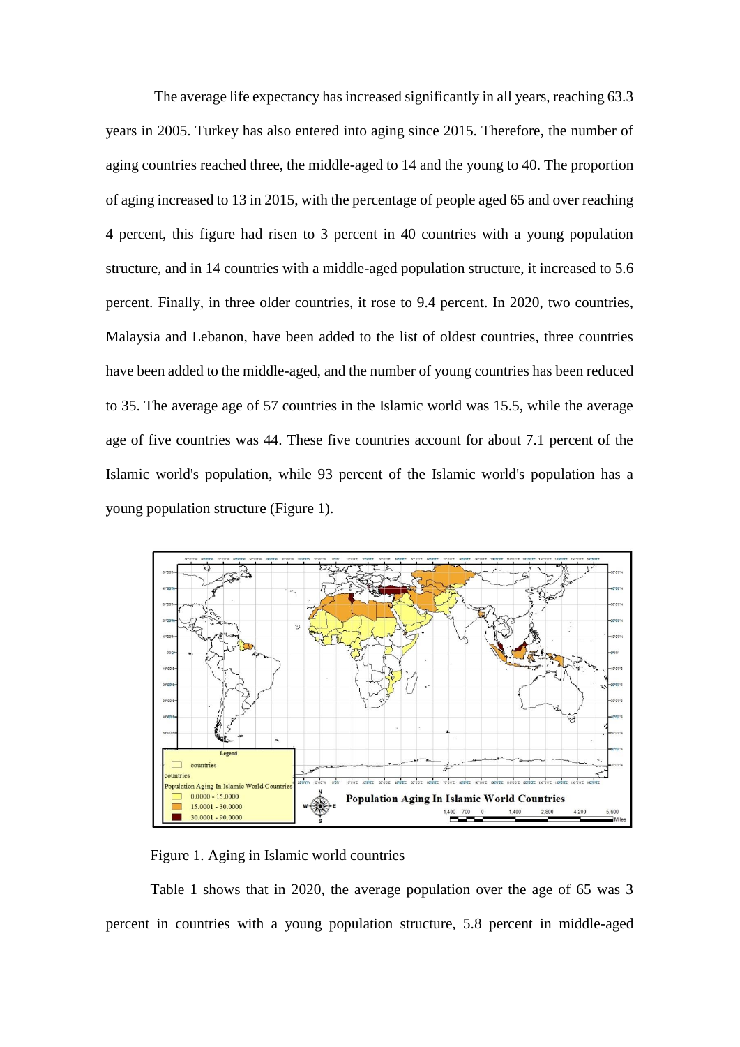The average life expectancy has increased significantly in all years, reaching 63.3 years in 2005. Turkey has also entered into aging since 2015. Therefore, the number of aging countries reached three, the middle-aged to 14 and the young to 40. The proportion of aging increased to 13 in 2015, with the percentage of people aged 65 and over reaching 4 percent, this figure had risen to 3 percent in 40 countries with a young population structure, and in 14 countries with a middle-aged population structure, it increased to 5.6 percent. Finally, in three older countries, it rose to 9.4 percent. In 2020, two countries, Malaysia and Lebanon, have been added to the list of oldest countries, three countries have been added to the middle-aged, and the number of young countries has been reduced to 35. The average age of 57 countries in the Islamic world was 15.5, while the average age of five countries was 44. These five countries account for about 7.1 percent of the Islamic world's population, while 93 percent of the Islamic world's population has a young population structure (Figure 1).

Figure 1. Aging in Islamic world countries

Table 1 shows that in 2020, the average population over the age of 65 was 3 percent in countries with a young population structure, 5.8 percent in middle-aged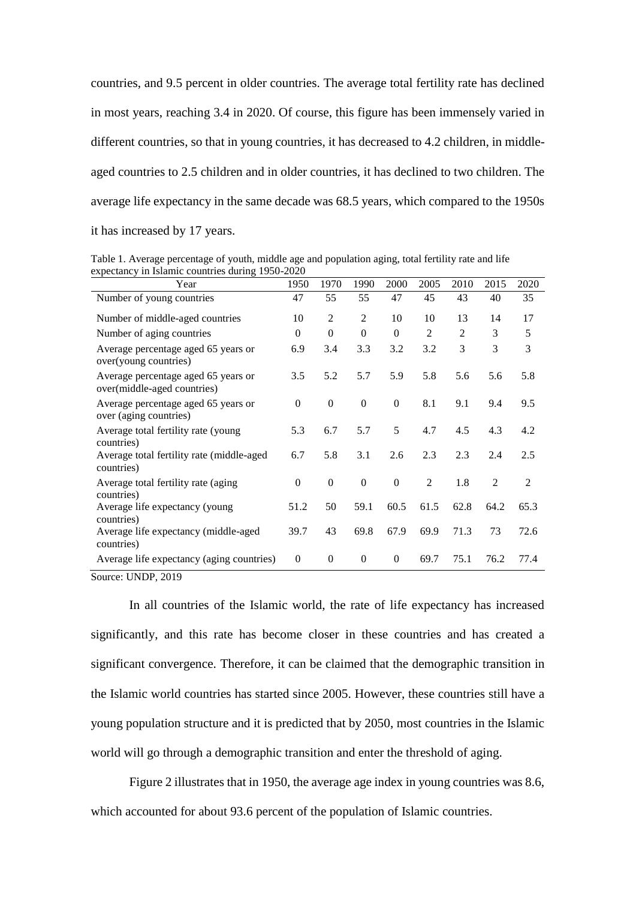countries, and 9.5 percent in older countries. The average total fertility rate has declined in most years, reaching 3.4 in 2020. Of course, this figure has been immensely varied in different countries, so that in young countries, it has decreased to 4.2 children, in middle-aged countries to 2.5 children and in older countries, it has declined to two children. The average life expectancy in the same decade was 68.5 years, which compared to the 1950s it has increased by 17 years.

Table 1. Average percentage of youth, middle age and population aging, total fertility rate and life expectancy in Islamic countries during 1950-2020

| Year | 1950 | 1970 | 1990 | 2000 | 2005 | 2010 | 2015 | 2020 |
|---|---|---|---|---|---|---|---|---|
| Number of young countries | 47 | 55 | 55 | 47 | 45 | 43 | 40 | 35 |
| Number of middle-aged countries | 10 | 2 | 2 | 10 | 10 | 13 | 14 | 17 |
| Number of aging countries | 0 | 0 | 0 | 0 | 2 | 2 | 3 | 5 |
| Average percentage aged 65 years or over(young countries) | 6.9 | 3.4 | 3.3 | 3.2 | 3.2 | 3 | 3 | 3 |
| Average percentage aged 65 years or over(middle-aged countries) | 3.5 | 5.2 | 5.7 | 5.9 | 5.8 | 5.6 | 5.6 | 5.8 |
| Average percentage aged 65 years or over (aging countries) | 0 | 0 | 0 | 0 | 8.1 | 9.1 | 9.4 | 9.5 |
| Average total fertility rate (young countries) | 5.3 | 6.7 | 5.7 | 5 | 4.7 | 4.5 | 4.3 | 4.2 |
| Average total fertility rate (middle-aged countries) | 6.7 | 5.8 | 3.1 | 2.6 | 2.3 | 2.3 | 2.4 | 2.5 |
| Average total fertility rate (aging countries) | 0 | 0 | 0 | 0 | 2 | 1.8 | 2 | 2 |
| Average life expectancy (young countries) | 51.2 | 50 | 59.1 | 60.5 | 61.5 | 62.8 | 64.2 | 65.3 |
| Average life expectancy (middle-aged countries) | 39.7 | 43 | 69.8 | 67.9 | 69.9 | 71.3 | 73 | 72.6 |
| Average life expectancy (aging countries) | 0 | 0 | 0 | 0 | 69.7 | 75.1 | 76.2 | 77.4 |

Source: UNDP, 2019

In all countries of the Islamic world, the rate of life expectancy has increased significantly, and this rate has become closer in these countries and has created a significant convergence. Therefore, it can be claimed that the demographic transition in the Islamic world countries has started since 2005. However, these countries still have a young population structure and it is predicted that by 2050, most countries in the Islamic world will go through a demographic transition and enter the threshold of aging.

Figure 2 illustrates that in 1950, the average age index in young countries was 8.6, which accounted for about 93.6 percent of the population of Islamic countries.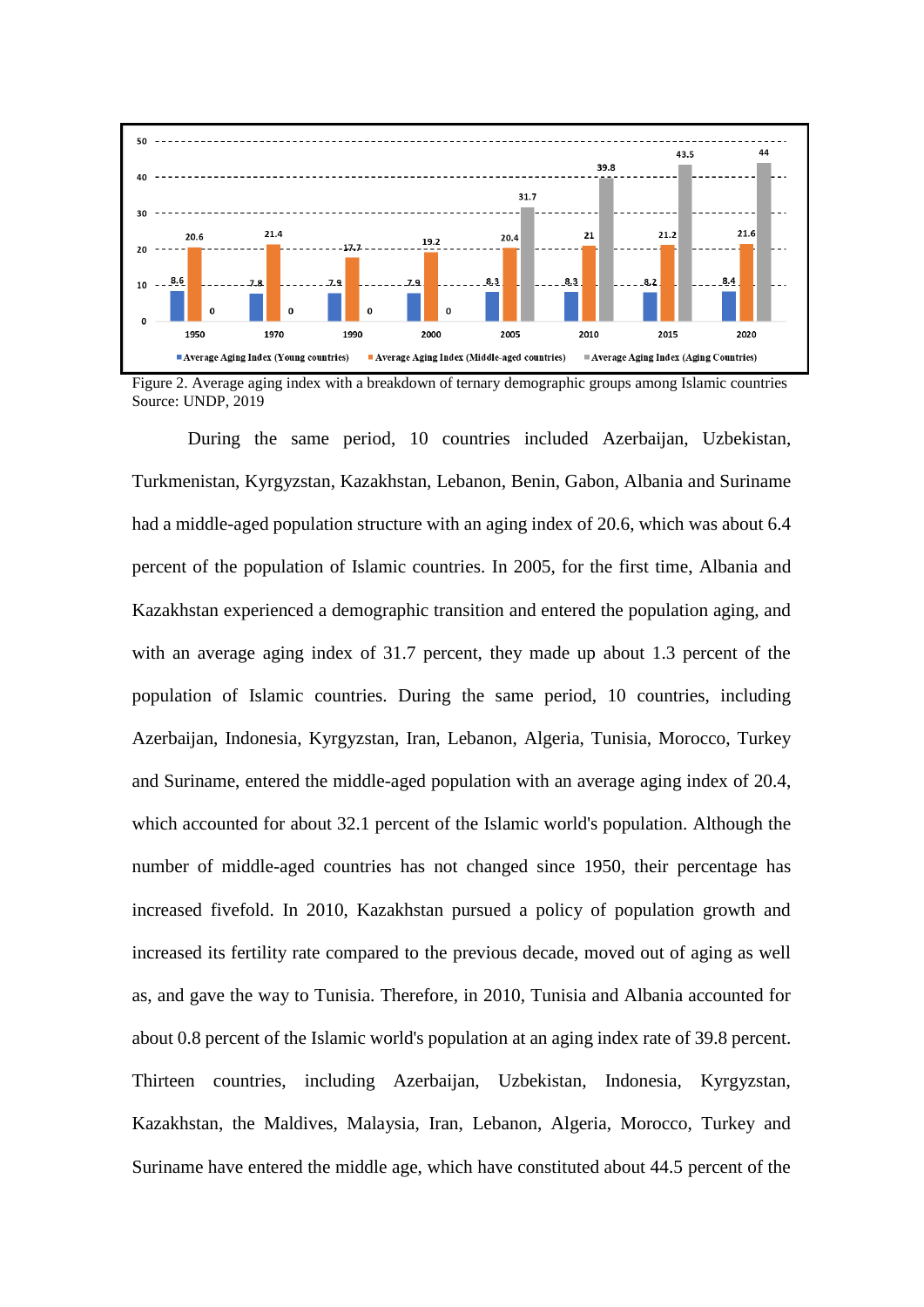Figure 2. Average aging index with a breakdown of ternary demographic groups among Islamic countries
Source: UNDP, 2019

During the same period, 10 countries included Azerbaijan, Uzbekistan, Turkmenistan, Kyrgyzstan, Kazakhstan, Lebanon, Benin, Gabon, Albania and Suriname had a middle-aged population structure with an aging index of 20.6, which was about 6.4 percent of the population of Islamic countries. In 2005, for the first time, Albania and Kazakhstan experienced a demographic transition and entered the population aging, and with an average aging index of 31.7 percent, they made up about 1.3 percent of the population of Islamic countries. During the same period, 10 countries, including Azerbaijan, Indonesia, Kyrgyzstan, Iran, Lebanon, Algeria, Tunisia, Morocco, Turkey and Suriname, entered the middle-aged population with an average aging index of 20.4, which accounted for about 32.1 percent of the Islamic world's population. Although the number of middle-aged countries has not changed since 1950, their percentage has increased fivefold. In 2010, Kazakhstan pursued a policy of population growth and increased its fertility rate compared to the previous decade, moved out of aging as well as, and gave the way to Tunisia. Therefore, in 2010, Tunisia and Albania accounted for about 0.8 percent of the Islamic world's population at an aging index rate of 39.8 percent. Thirteen countries, including Azerbaijan, Uzbekistan, Indonesia, Kyrgyzstan, Kazakhstan, the Maldives, Malaysia, Iran, Lebanon, Algeria, Morocco, Turkey and Suriname have entered the middle age, which have constituted about 44.5 percent of the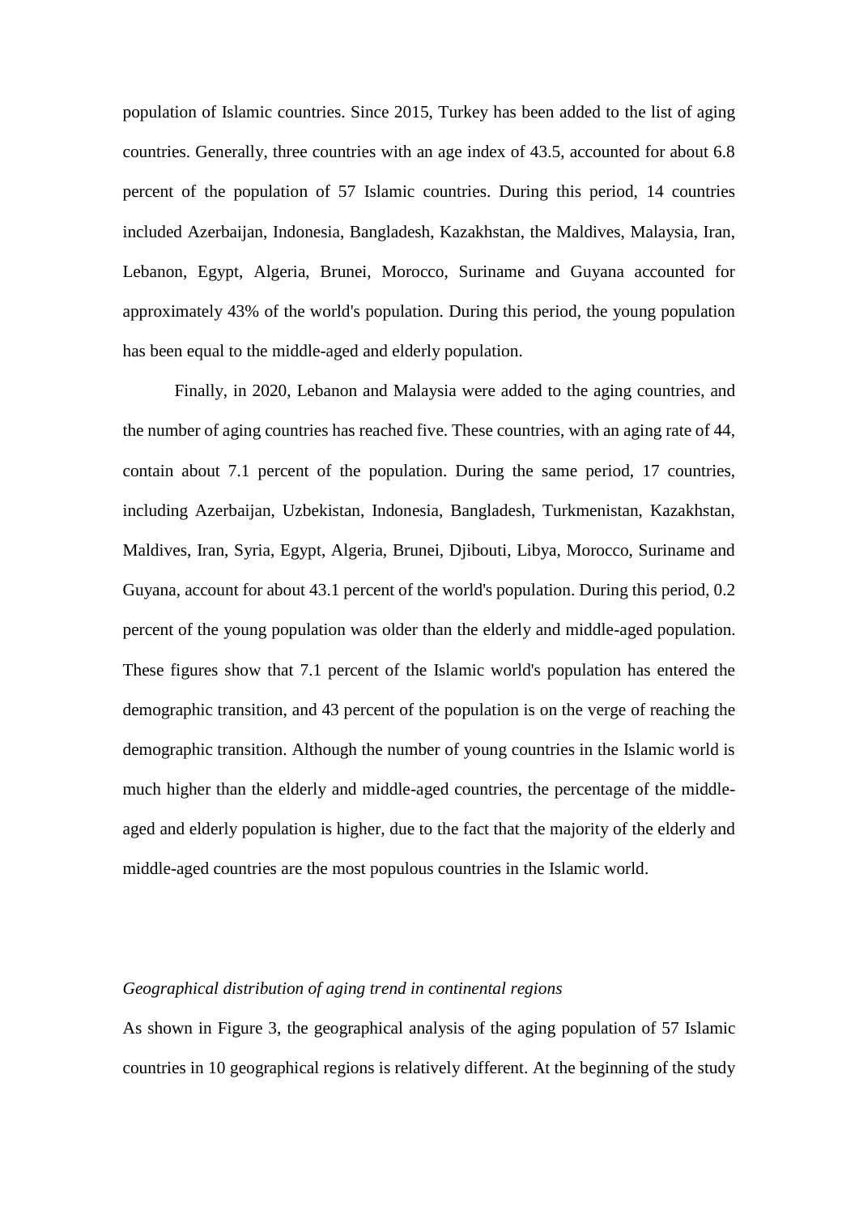population of Islamic countries. Since 2015, Turkey has been added to the list of aging countries. Generally, three countries with an age index of 43.5, accounted for about 6.8 percent of the population of 57 Islamic countries. During this period, 14 countries included Azerbaijan, Indonesia, Bangladesh, Kazakhstan, the Maldives, Malaysia, Iran, Lebanon, Egypt, Algeria, Brunei, Morocco, Suriname and Guyana accounted for approximately 43% of the world's population. During this period, the young population has been equal to the middle-aged and elderly population.

Finally, in 2020, Lebanon and Malaysia were added to the aging countries, and the number of aging countries has reached five. These countries, with an aging rate of 44, contain about 7.1 percent of the population. During the same period, 17 countries, including Azerbaijan, Uzbekistan, Indonesia, Bangladesh, Turkmenistan, Kazakhstan, Maldives, Iran, Syria, Egypt, Algeria, Brunei, Djibouti, Libya, Morocco, Suriname and Guyana, account for about 43.1 percent of the world's population. During this period, 0.2 percent of the young population was older than the elderly and middle-aged population. These figures show that 7.1 percent of the Islamic world's population has entered the demographic transition, and 43 percent of the population is on the verge of reaching the demographic transition. Although the number of young countries in the Islamic world is much higher than the elderly and middle-aged countries, the percentage of the middle-aged and elderly population is higher, due to the fact that the majority of the elderly and middle-aged countries are the most populous countries in the Islamic world.

*Geographical distribution of aging trend in continental regions*

As shown in Figure 3, the geographical analysis of the aging population of 57 Islamic countries in 10 geographical regions is relatively different. At the beginning of the study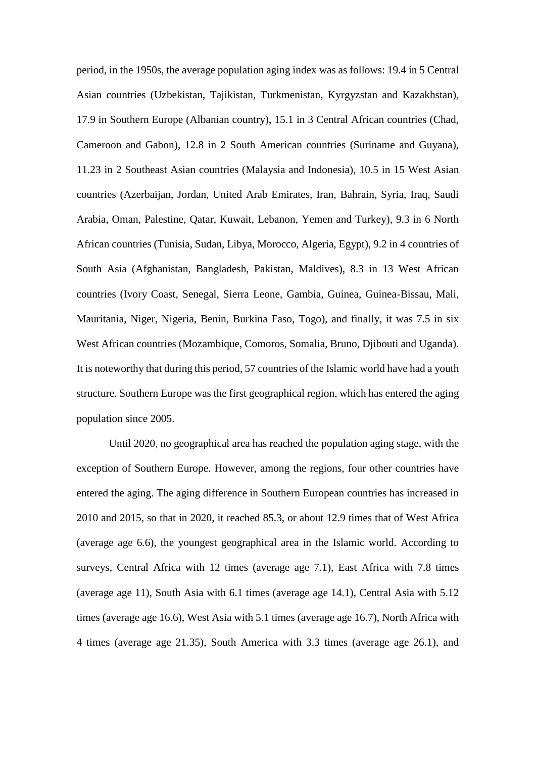period, in the 1950s, the average population aging index was as follows: 19.4 in 5 Central Asian countries (Uzbekistan, Tajikistan, Turkmenistan, Kyrgyzstan and Kazakhstan), 17.9 in Southern Europe (Albanian country), 15.1 in 3 Central African countries (Chad, Cameroon and Gabon), 12.8 in 2 South American countries (Suriname and Guyana), 11.23 in 2 Southeast Asian countries (Malaysia and Indonesia), 10.5 in 15 West Asian countries (Azerbaijan, Jordan, United Arab Emirates, Iran, Bahrain, Syria, Iraq, Saudi Arabia, Oman, Palestine, Qatar, Kuwait, Lebanon, Yemen and Turkey), 9.3 in 6 North African countries (Tunisia, Sudan, Libya, Morocco, Algeria, Egypt), 9.2 in 4 countries of South Asia (Afghanistan, Bangladesh, Pakistan, Maldives), 8.3 in 13 West African countries (Ivory Coast, Senegal, Sierra Leone, Gambia, Guinea, Guinea-Bissau, Mali, Mauritania, Niger, Nigeria, Benin, Burkina Faso, Togo), and finally, it was 7.5 in six West African countries (Mozambique, Comoros, Somalia, Bruno, Djibouti and Uganda). It is noteworthy that during this period, 57 countries of the Islamic world have had a youth structure. Southern Europe was the first geographical region, which has entered the aging population since 2005.

Until 2020, no geographical area has reached the population aging stage, with the exception of Southern Europe. However, among the regions, four other countries have entered the aging. The aging difference in Southern European countries has increased in 2010 and 2015, so that in 2020, it reached 85.3, or about 12.9 times that of West Africa (average age 6.6), the youngest geographical area in the Islamic world. According to surveys, Central Africa with 12 times (average age 7.1), East Africa with 7.8 times (average age 11), South Asia with 6.1 times (average age 14.1), Central Asia with 5.12 times (average age 16.6), West Asia with 5.1 times (average age 16.7), North Africa with 4 times (average age 21.35), South America with 3.3 times (average age 26.1), and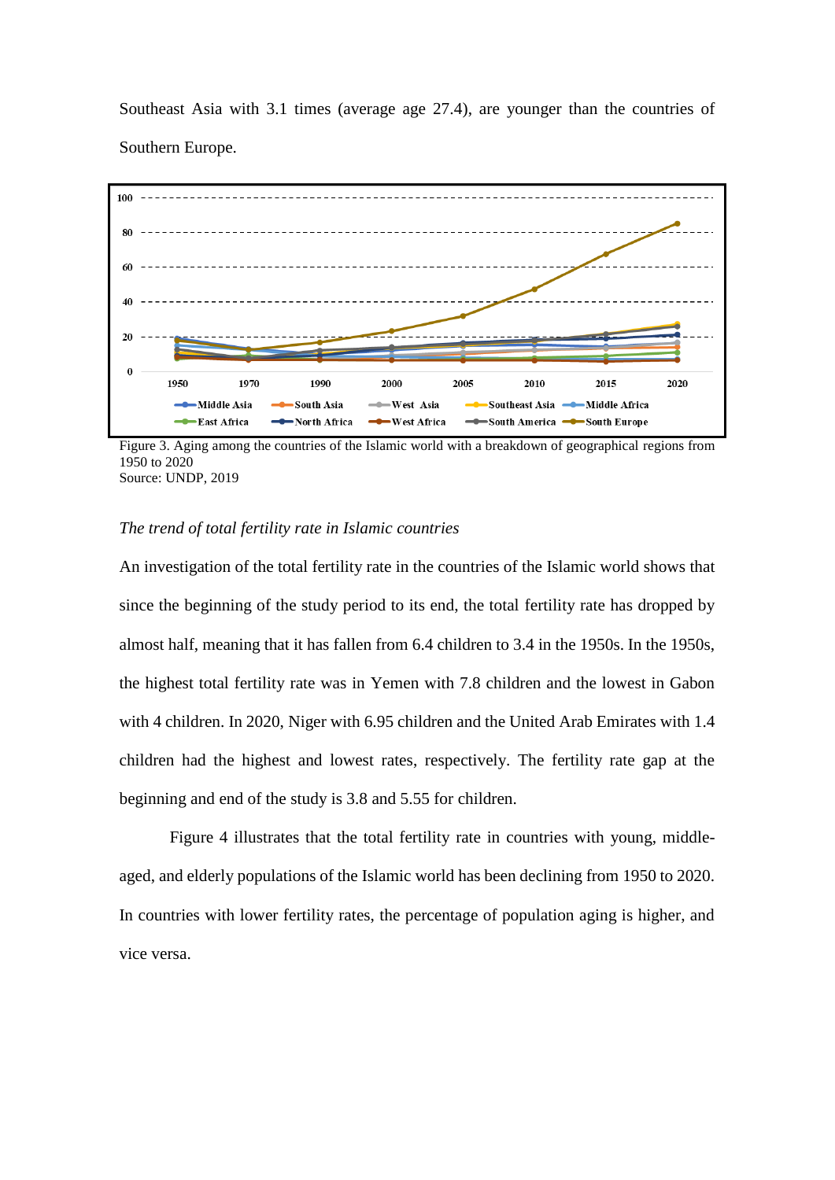Southeast Asia with 3.1 times (average age 27.4), are younger than the countries of Southern Europe.

Figure 3. Aging among the countries of the Islamic world with a breakdown of geographical regions from 1950 to 2020
Source: UNDP, 2019

*The trend of total fertility rate in Islamic countries*

An investigation of the total fertility rate in the countries of the Islamic world shows that since the beginning of the study period to its end, the total fertility rate has dropped by almost half, meaning that it has fallen from 6.4 children to 3.4 in the 1950s. In the 1950s, the highest total fertility rate was in Yemen with 7.8 children and the lowest in Gabon with 4 children. In 2020, Niger with 6.95 children and the United Arab Emirates with 1.4 children had the highest and lowest rates, respectively. The fertility rate gap at the beginning and end of the study is 3.8 and 5.55 for children.

Figure 4 illustrates that the total fertility rate in countries with young, middle-aged, and elderly populations of the Islamic world has been declining from 1950 to 2020. In countries with lower fertility rates, the percentage of population aging is higher, and vice versa.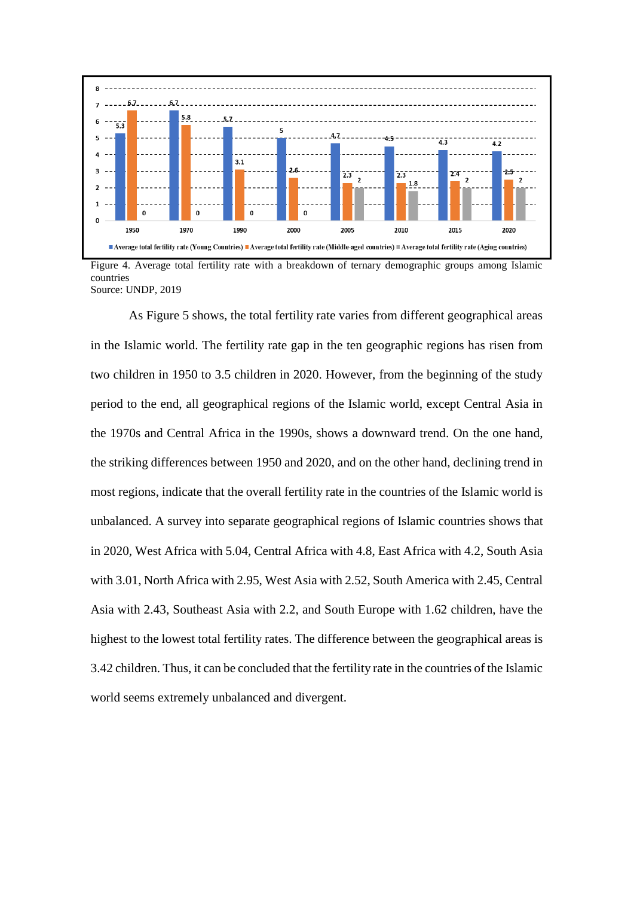Figure 4. Average total fertility rate with a breakdown of ternary demographic groups among Islamic countries
Source: UNDP, 2019

As Figure 5 shows, the total fertility rate varies from different geographical areas in the Islamic world. The fertility rate gap in the ten geographic regions has risen from two children in 1950 to 3.5 children in 2020. However, from the beginning of the study period to the end, all geographical regions of the Islamic world, except Central Asia in the 1970s and Central Africa in the 1990s, shows a downward trend. On the one hand, the striking differences between 1950 and 2020, and on the other hand, declining trend in most regions, indicate that the overall fertility rate in the countries of the Islamic world is unbalanced. A survey into separate geographical regions of Islamic countries shows that in 2020, West Africa with 5.04, Central Africa with 4.8, East Africa with 4.2, South Asia with 3.01, North Africa with 2.95, West Asia with 2.52, South America with 2.45, Central Asia with 2.43, Southeast Asia with 2.2, and South Europe with 1.62 children, have the highest to the lowest total fertility rates. The difference between the geographical areas is 3.42 children. Thus, it can be concluded that the fertility rate in the countries of the Islamic world seems extremely unbalanced and divergent.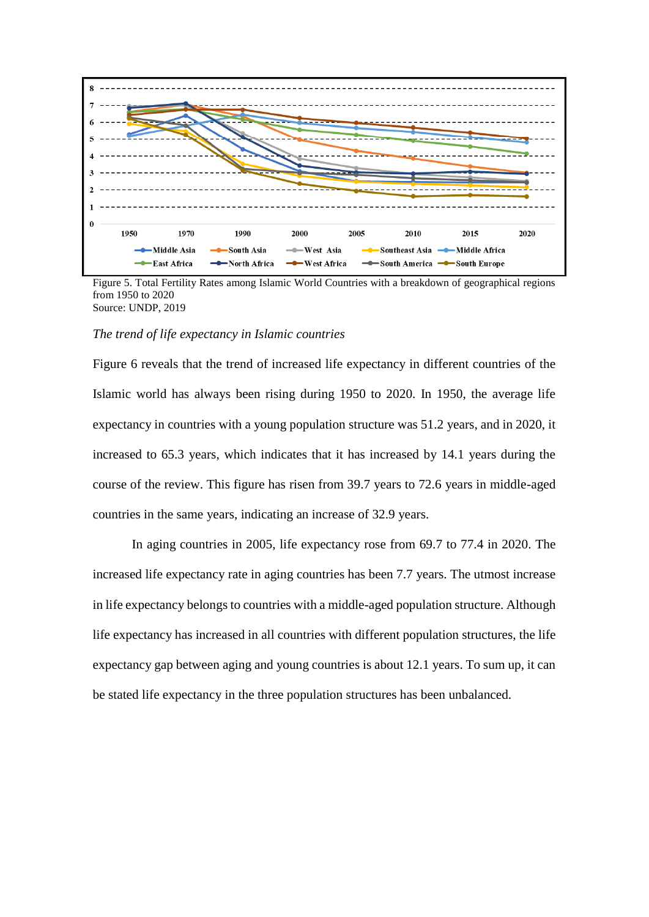Figure 5. Total Fertility Rates among Islamic World Countries with a breakdown of geographical regions from 1950 to 2020
Source: UNDP, 2019

*The trend of life expectancy in Islamic countries*

Figure 6 reveals that the trend of increased life expectancy in different countries of the Islamic world has always been rising during 1950 to 2020. In 1950, the average life expectancy in countries with a young population structure was 51.2 years, and in 2020, it increased to 65.3 years, which indicates that it has increased by 14.1 years during the course of the review. This figure has risen from 39.7 years to 72.6 years in middle-aged countries in the same years, indicating an increase of 32.9 years.

In aging countries in 2005, life expectancy rose from 69.7 to 77.4 in 2020. The increased life expectancy rate in aging countries has been 7.7 years. The utmost increase in life expectancy belongs to countries with a middle-aged population structure. Although life expectancy has increased in all countries with different population structures, the life expectancy gap between aging and young countries is about 12.1 years. To sum up, it can be stated life expectancy in the three population structures has been unbalanced.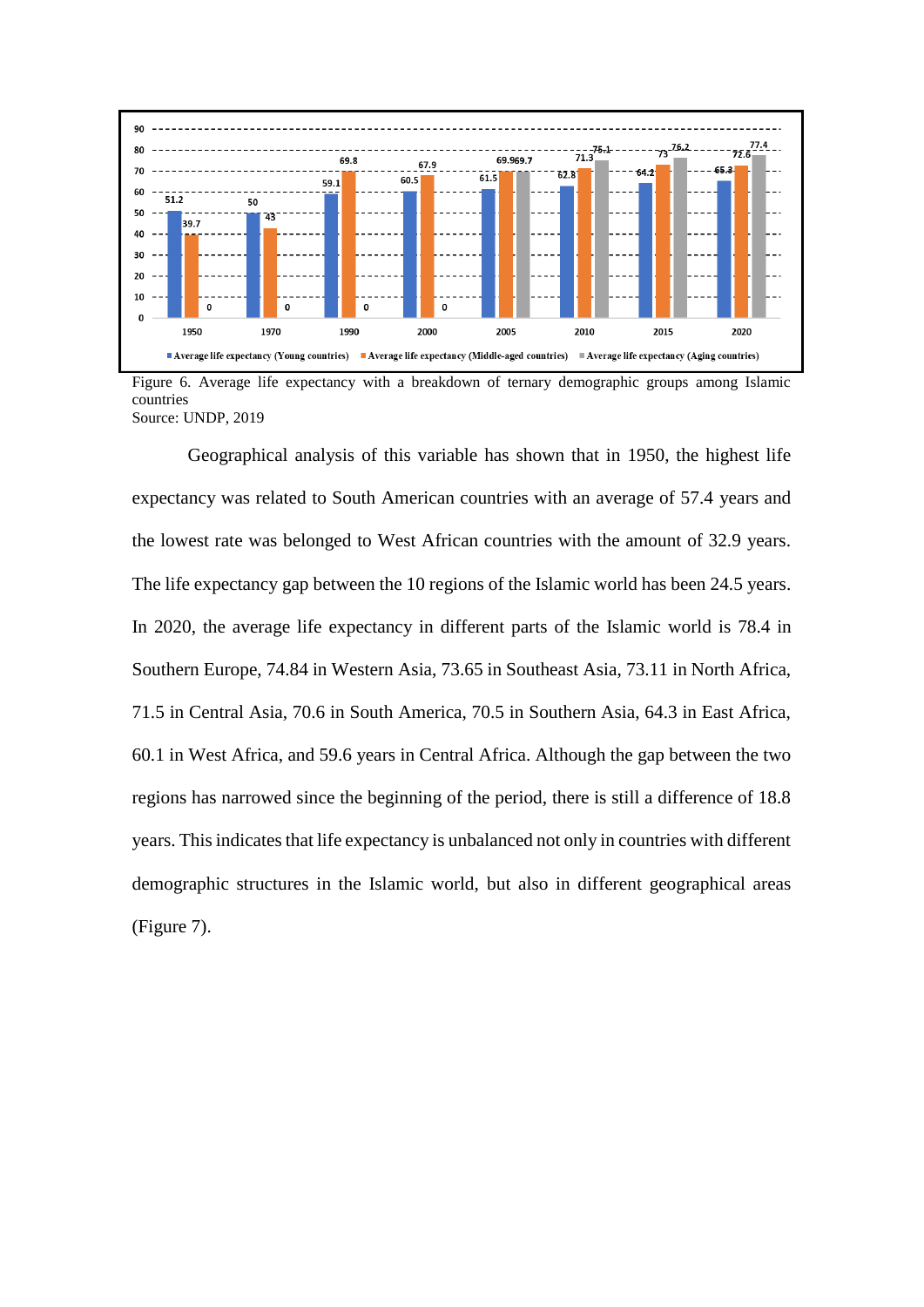Figure 6. Average life expectancy with a breakdown of ternary demographic groups among Islamic countries
Source: UNDP, 2019

Geographical analysis of this variable has shown that in 1950, the highest life expectancy was related to South American countries with an average of 57.4 years and the lowest rate was belonged to West African countries with the amount of 32.9 years. The life expectancy gap between the 10 regions of the Islamic world has been 24.5 years. In 2020, the average life expectancy in different parts of the Islamic world is 78.4 in Southern Europe, 74.84 in Western Asia, 73.65 in Southeast Asia, 73.11 in North Africa, 71.5 in Central Asia, 70.6 in South America, 70.5 in Southern Asia, 64.3 in East Africa, 60.1 in West Africa, and 59.6 years in Central Africa. Although the gap between the two regions has narrowed since the beginning of the period, there is still a difference of 18.8 years. This indicates that life expectancy is unbalanced not only in countries with different demographic structures in the Islamic world, but also in different geographical areas (Figure 7).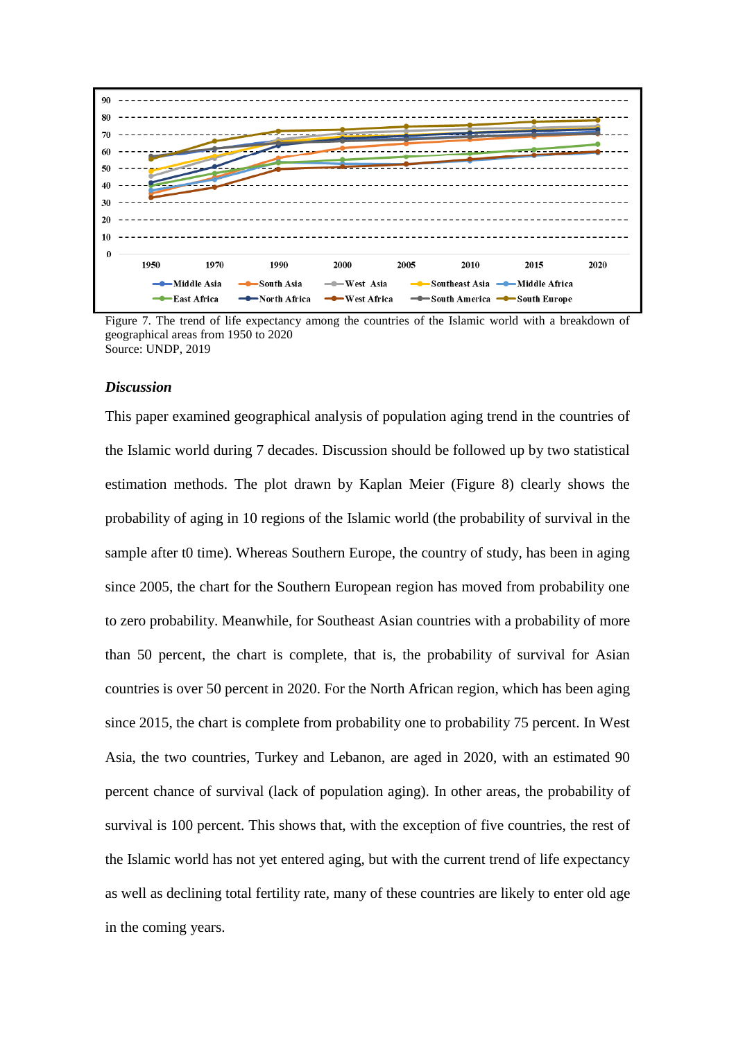Figure 7. The trend of life expectancy among the countries of the Islamic world with a breakdown of geographical areas from 1950 to 2020
Source: UNDP, 2019

### *Discussion*

This paper examined geographical analysis of population aging trend in the countries of the Islamic world during 7 decades. Discussion should be followed up by two statistical estimation methods. The plot drawn by Kaplan Meier (Figure 8) clearly shows the probability of aging in 10 regions of the Islamic world (the probability of survival in the sample after t0 time). Whereas Southern Europe, the country of study, has been in aging since 2005, the chart for the Southern European region has moved from probability one to zero probability. Meanwhile, for Southeast Asian countries with a probability of more than 50 percent, the chart is complete, that is, the probability of survival for Asian countries is over 50 percent in 2020. For the North African region, which has been aging since 2015, the chart is complete from probability one to probability 75 percent. In West Asia, the two countries, Turkey and Lebanon, are aged in 2020, with an estimated 90 percent chance of survival (lack of population aging). In other areas, the probability of survival is 100 percent. This shows that, with the exception of five countries, the rest of the Islamic world has not yet entered aging, but with the current trend of life expectancy as well as declining total fertility rate, many of these countries are likely to enter old age in the coming years.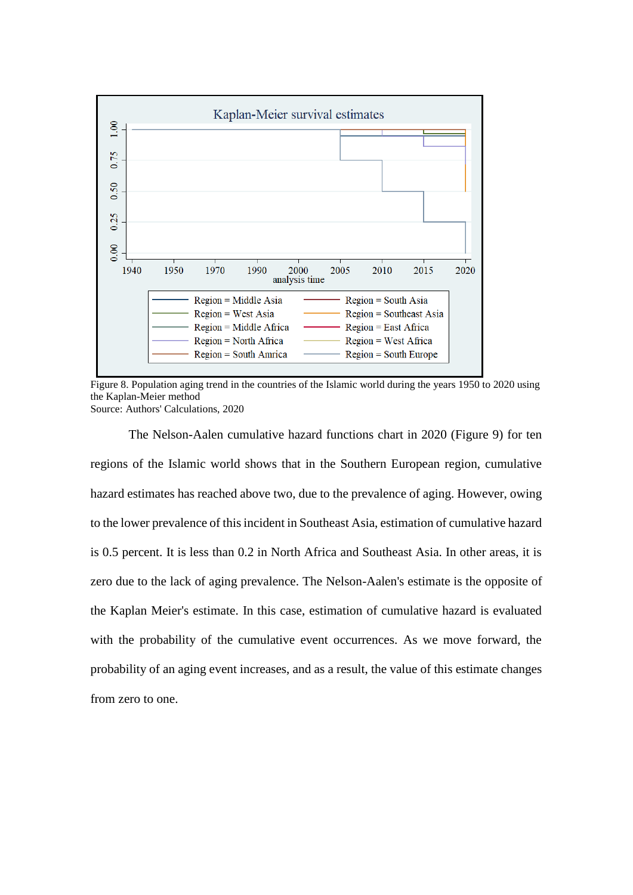Figure 8. Population aging trend in the countries of the Islamic world during the years 1950 to 2020 using the Kaplan-Meier method
Source: Authors' Calculations, 2020

The Nelson-Aalen cumulative hazard functions chart in 2020 (Figure 9) for ten regions of the Islamic world shows that in the Southern European region, cumulative hazard estimates has reached above two, due to the prevalence of aging. However, owing to the lower prevalence of this incident in Southeast Asia, estimation of cumulative hazard is 0.5 percent. It is less than 0.2 in North Africa and Southeast Asia. In other areas, it is zero due to the lack of aging prevalence. The Nelson-Aalen's estimate is the opposite of the Kaplan Meier's estimate. In this case, estimation of cumulative hazard is evaluated with the probability of the cumulative event occurrences. As we move forward, the probability of an aging event increases, and as a result, the value of this estimate changes from zero to one.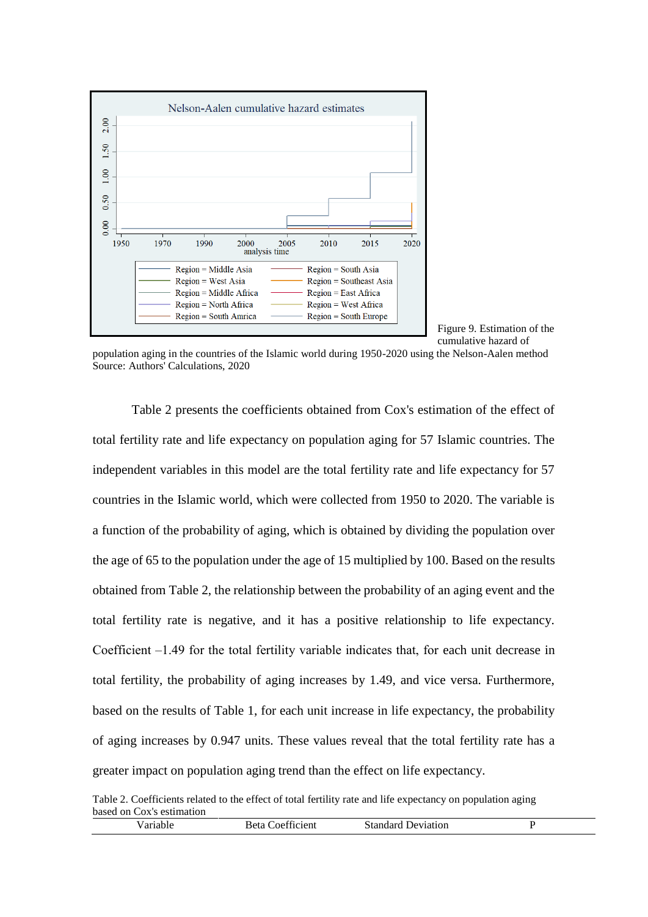Figure 9. Estimation of the cumulative hazard of population aging in the countries of the Islamic world during 1950-2020 using the Nelson-Aalen method
Source: Authors' Calculations, 2020

Table 2 presents the coefficients obtained from Cox's estimation of the effect of total fertility rate and life expectancy on population aging for 57 Islamic countries. The independent variables in this model are the total fertility rate and life expectancy for 57 countries in the Islamic world, which were collected from 1950 to 2020. The variable is a function of the probability of aging, which is obtained by dividing the population over the age of 65 to the population under the age of 15 multiplied by 100. Based on the results obtained from Table 2, the relationship between the probability of an aging event and the total fertility rate is negative, and it has a positive relationship to life expectancy. Coefficient –1.49 for the total fertility variable indicates that, for each unit decrease in total fertility, the probability of aging increases by 1.49, and vice versa. Furthermore, based on the results of Table 1, for each unit increase in life expectancy, the probability of aging increases by 0.947 units. These values reveal that the total fertility rate has a greater impact on population aging trend than the effect on life expectancy.

Table 2. Coefficients related to the effect of total fertility rate and life expectancy on population aging based on Cox's estimation

| Variable | Beta Coefficient | Standard Deviation | P |
|---|---|---|---|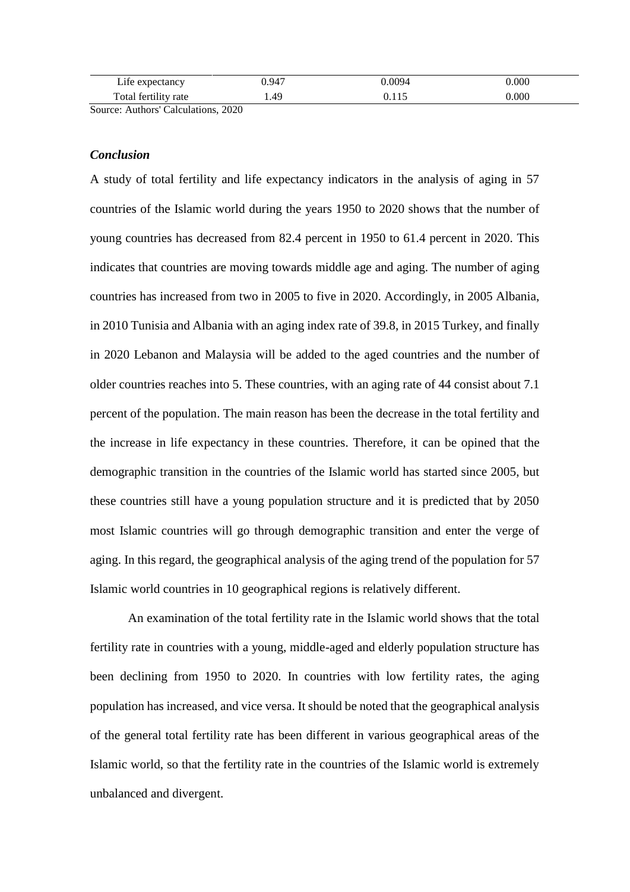| | | | |
|---|---|---|---|
| Life expectancy | 0.947 | 0.0094 | 0.000 |
| Total fertility rate | 1.49 | 0.115 | 0.000 |

Source: Authors' Calculations, 2020

### *Conclusion*

A study of total fertility and life expectancy indicators in the analysis of aging in 57 countries of the Islamic world during the years 1950 to 2020 shows that the number of young countries has decreased from 82.4 percent in 1950 to 61.4 percent in 2020. This indicates that countries are moving towards middle age and aging. The number of aging countries has increased from two in 2005 to five in 2020. Accordingly, in 2005 Albania, in 2010 Tunisia and Albania with an aging index rate of 39.8, in 2015 Turkey, and finally in 2020 Lebanon and Malaysia will be added to the aged countries and the number of older countries reaches into 5. These countries, with an aging rate of 44 consist about 7.1 percent of the population. The main reason has been the decrease in the total fertility and the increase in life expectancy in these countries. Therefore, it can be opined that the demographic transition in the countries of the Islamic world has started since 2005, but these countries still have a young population structure and it is predicted that by 2050 most Islamic countries will go through demographic transition and enter the verge of aging. In this regard, the geographical analysis of the aging trend of the population for 57 Islamic world countries in 10 geographical regions is relatively different.

An examination of the total fertility rate in the Islamic world shows that the total fertility rate in countries with a young, middle-aged and elderly population structure has been declining from 1950 to 2020. In countries with low fertility rates, the aging population has increased, and vice versa. It should be noted that the geographical analysis of the general total fertility rate has been different in various geographical areas of the Islamic world, so that the fertility rate in the countries of the Islamic world is extremely unbalanced and divergent.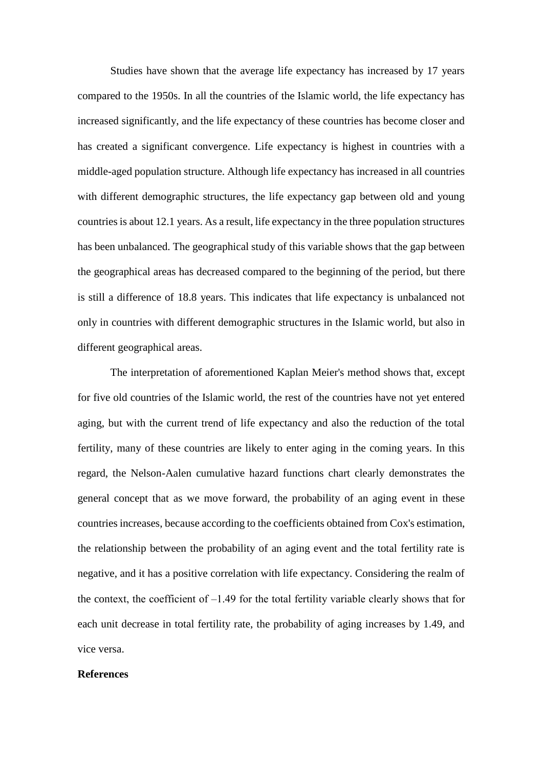Studies have shown that the average life expectancy has increased by 17 years compared to the 1950s. In all the countries of the Islamic world, the life expectancy has increased significantly, and the life expectancy of these countries has become closer and has created a significant convergence. Life expectancy is highest in countries with a middle-aged population structure. Although life expectancy has increased in all countries with different demographic structures, the life expectancy gap between old and young countries is about 12.1 years. As a result, life expectancy in the three population structures has been unbalanced. The geographical study of this variable shows that the gap between the geographical areas has decreased compared to the beginning of the period, but there is still a difference of 18.8 years. This indicates that life expectancy is unbalanced not only in countries with different demographic structures in the Islamic world, but also in different geographical areas.

The interpretation of aforementioned Kaplan Meier's method shows that, except for five old countries of the Islamic world, the rest of the countries have not yet entered aging, but with the current trend of life expectancy and also the reduction of the total fertility, many of these countries are likely to enter aging in the coming years. In this regard, the Nelson-Aalen cumulative hazard functions chart clearly demonstrates the general concept that as we move forward, the probability of an aging event in these countries increases, because according to the coefficients obtained from Cox's estimation, the relationship between the probability of an aging event and the total fertility rate is negative, and it has a positive correlation with life expectancy. Considering the realm of the context, the coefficient of –1.49 for the total fertility variable clearly shows that for each unit decrease in total fertility rate, the probability of aging increases by 1.49, and vice versa.

**References**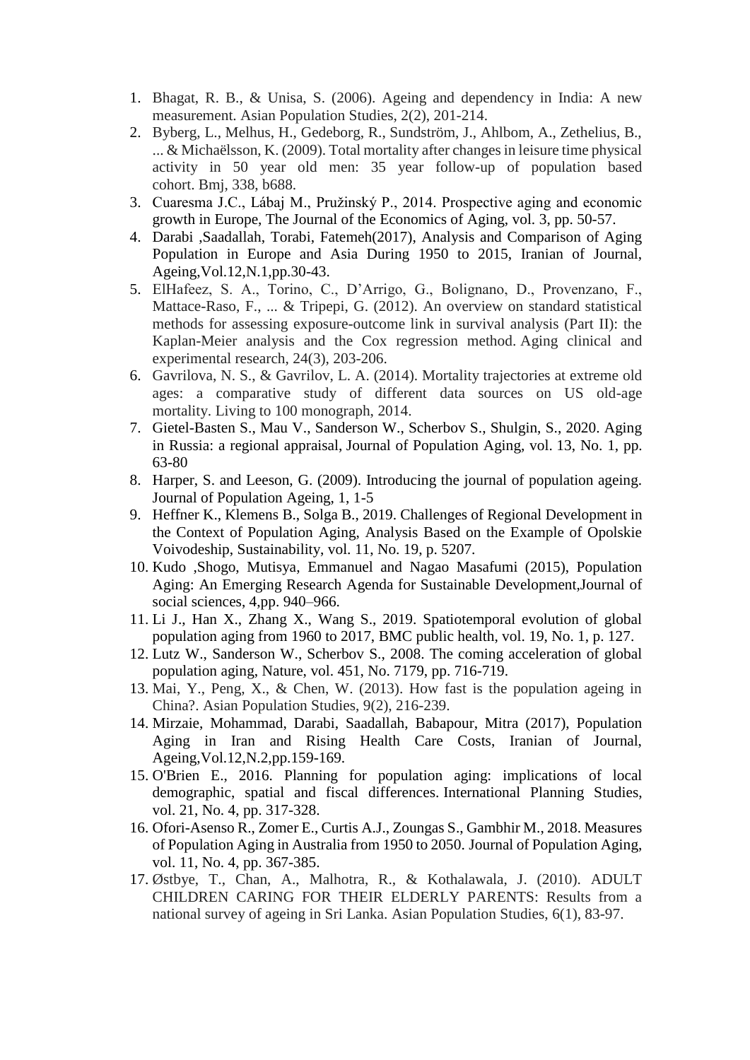1. Bhagat, R. B., & Unisa, S. (2006). Ageing and dependency in India: A new measurement. Asian Population Studies, 2(2), 201-214.
2. Byberg, L., Melhus, H., Gedeborg, R., Sundström, J., Ahlbom, A., Zethelius, B., ... & Michaëlsson, K. (2009). Total mortality after changes in leisure time physical activity in 50 year old men: 35 year follow-up of population based cohort. Bmj, 338, b688.
3. Cuaresma J.C., Lábaj M., Pružinský P., 2014. Prospective aging and economic growth in Europe, The Journal of the Economics of Aging, vol. 3, pp. 50-57.
4. Darabi ,Saadallah, Torabi, Fatemeh(2017), Analysis and Comparison of Aging Population in Europe and Asia During 1950 to 2015, Iranian of Journal, Ageing,Vol.12,N.1,pp.30-43.
5. ElHafeez, S. A., Torino, C., D'Arrigo, G., Bolignano, D., Provenzano, F., Mattace-Raso, F., ... & Tripepi, G. (2012). An overview on standard statistical methods for assessing exposure-outcome link in survival analysis (Part II): the Kaplan-Meier analysis and the Cox regression method. Aging clinical and experimental research, 24(3), 203-206.
6. Gavrilova, N. S., & Gavrilov, L. A. (2014). Mortality trajectories at extreme old ages: a comparative study of different data sources on US old-age mortality. Living to 100 monograph, 2014.
7. Gietel-Basten S., Mau V., Sanderson W., Scherbov S., Shulgin, S., 2020. Aging in Russia: a regional appraisal, Journal of Population Aging, vol. 13, No. 1, pp. 63-80
8. Harper, S. and Leeson, G. (2009). Introducing the journal of population ageing. Journal of Population Ageing, 1, 1-5
9. Heffner K., Klemens B., Solga B., 2019. Challenges of Regional Development in the Context of Population Aging, Analysis Based on the Example of Opolskie Voivodeship, Sustainability, vol. 11, No. 19, p. 5207.
10. Kudo ,Shogo, Mutisya, Emmanuel and Nagao Masafumi (2015), Population Aging: An Emerging Research Agenda for Sustainable Development,Journal of social sciences, 4,pp. 940–966.
11. Li J., Han X., Zhang X., Wang S., 2019. Spatiotemporal evolution of global population aging from 1960 to 2017, BMC public health, vol. 19, No. 1, p. 127.
12. Lutz W., Sanderson W., Scherbov S., 2008. The coming acceleration of global population aging, Nature, vol. 451, No. 7179, pp. 716-719.
13. Mai, Y., Peng, X., & Chen, W. (2013). How fast is the population ageing in China?. Asian Population Studies, 9(2), 216-239.
14. Mirzaie, Mohammad, Darabi, Saadallah, Babapour, Mitra (2017), Population Aging in Iran and Rising Health Care Costs, Iranian of Journal, Ageing,Vol.12,N.2,pp.159-169.
15. O'Brien E., 2016. Planning for population aging: implications of local demographic, spatial and fiscal differences. International Planning Studies, vol. 21, No. 4, pp. 317-328.
16. Ofori-Asenso R., Zomer E., Curtis A.J., Zoungas S., Gambhir M., 2018. Measures of Population Aging in Australia from 1950 to 2050. Journal of Population Aging, vol. 11, No. 4, pp. 367-385.
17. Østbye, T., Chan, A., Malhotra, R., & Kothalawala, J. (2010). ADULT CHILDREN CARING FOR THEIR ELDERLY PARENTS: Results from a national survey of ageing in Sri Lanka. Asian Population Studies, 6(1), 83-97.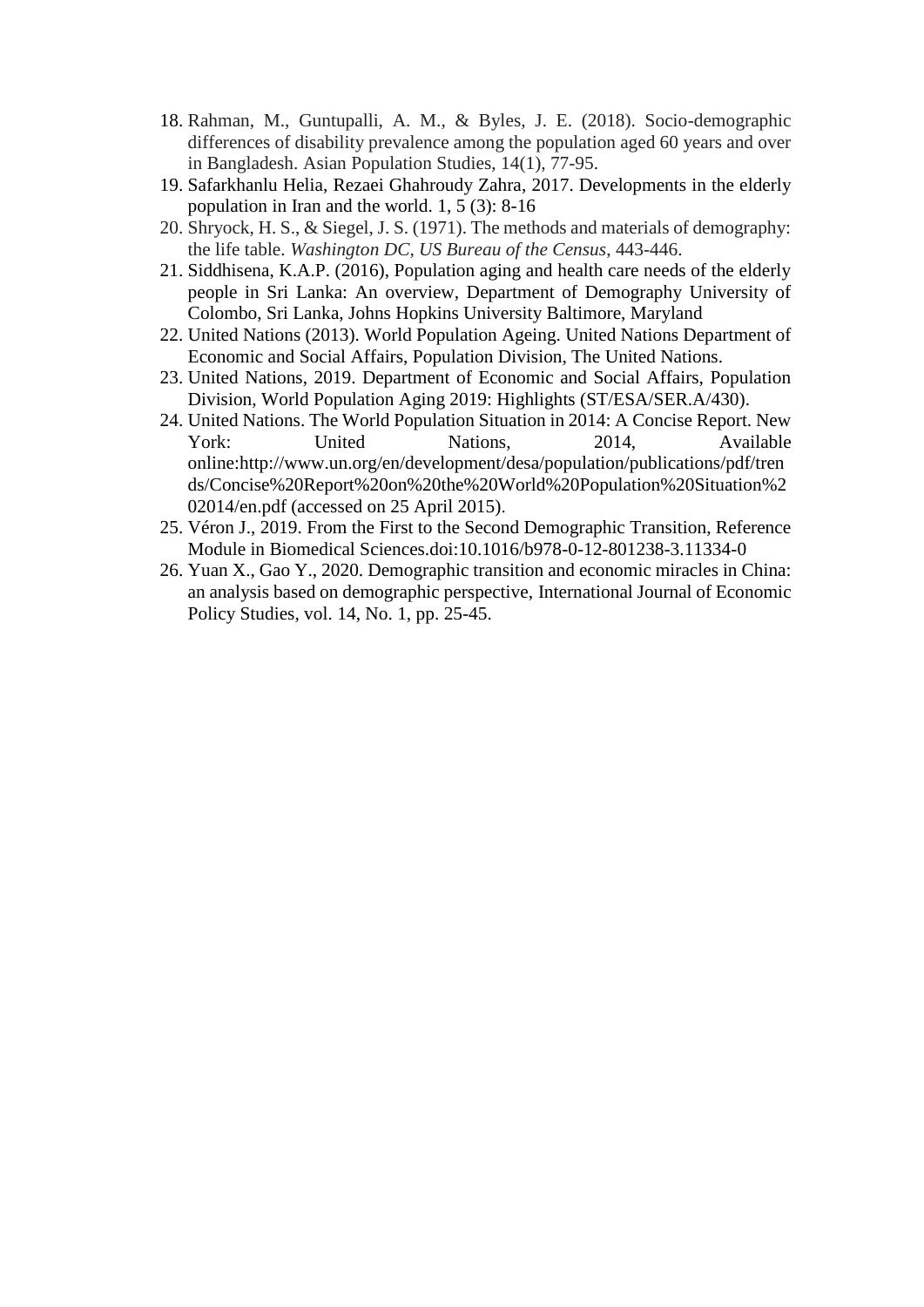18. Rahman, M., Guntupalli, A. M., & Byles, J. E. (2018). Socio-demographic differences of disability prevalence among the population aged 60 years and over in Bangladesh. Asian Population Studies, 14(1), 77-95.
19. Safarkhanlu Helia, Rezaei Ghahroudy Zahra, 2017. Developments in the elderly population in Iran and the world. 1, 5 (3): 8-16
20. Shryock, H. S., & Siegel, J. S. (1971). The methods and materials of demography: the life table. *Washington DC, US Bureau of the Census*, 443-446.
21. Siddhisena, K.A.P. (2016), Population aging and health care needs of the elderly people in Sri Lanka: An overview, Department of Demography University of Colombo, Sri Lanka, Johns Hopkins University Baltimore, Maryland
22. United Nations (2013). World Population Ageing. United Nations Department of Economic and Social Affairs, Population Division, The United Nations.
23. United Nations, 2019. Department of Economic and Social Affairs, Population Division, World Population Aging 2019: Highlights (ST/ESA/SER.A/430).
24. United Nations. The World Population Situation in 2014: A Concise Report. New York: United Nations, 2014, Available online:http://www.un.org/en/development/desa/population/publications/pdf/trends/Concise%20Report%20on%20the%20World%20Population%20Situation%202014/en.pdf (accessed on 25 April 2015).
25. Véron J., 2019. From the First to the Second Demographic Transition, Reference Module in Biomedical Sciences.doi:10.1016/b978-0-12-801238-3.11334-0
26. Yuan X., Gao Y., 2020. Demographic transition and economic miracles in China: an analysis based on demographic perspective, International Journal of Economic Policy Studies, vol. 14, No. 1, pp. 25-45.